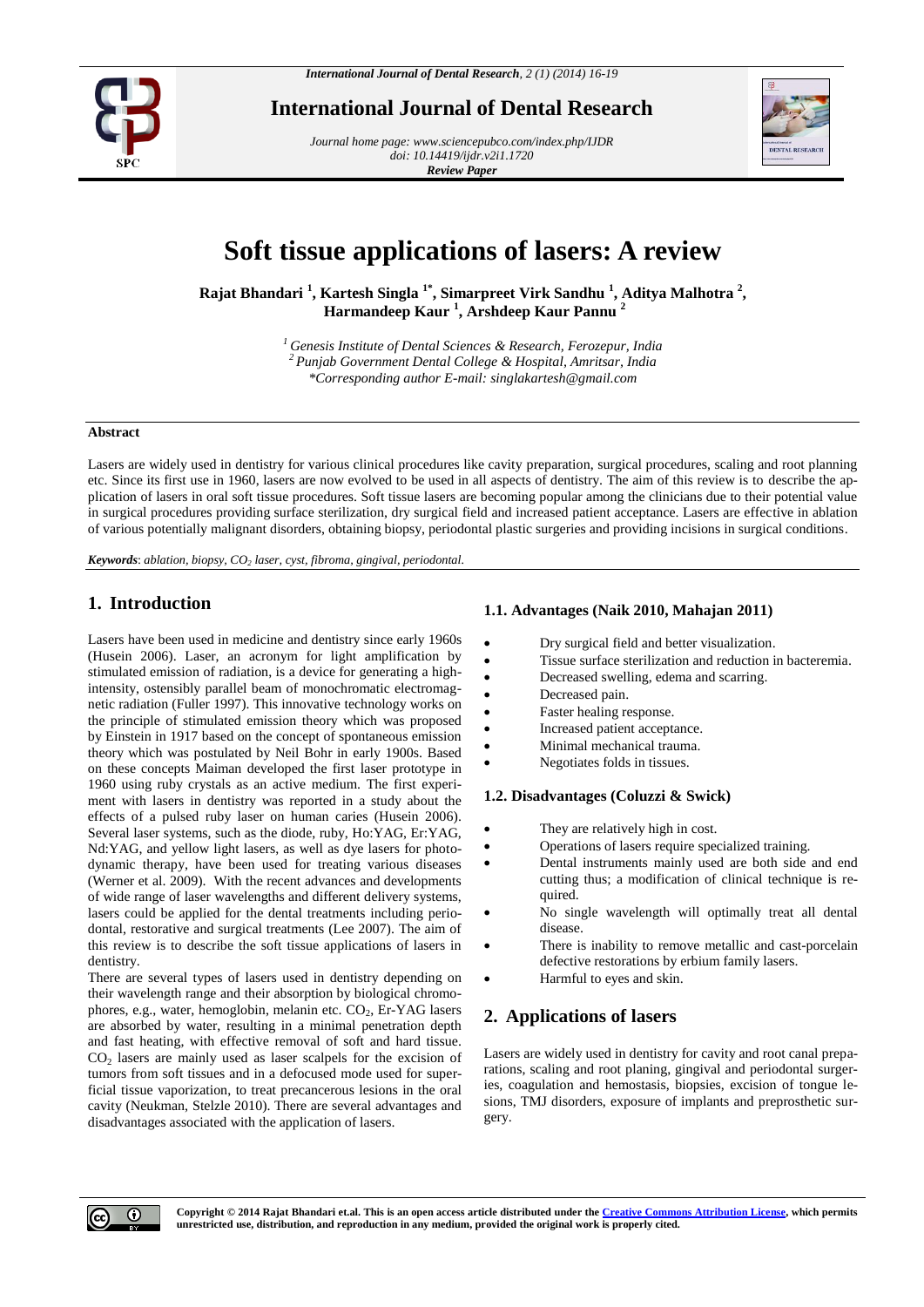# Soft tissue applications of lasers: A review

**Rajat Bhandari [1], Kartesh Singla [1*], Simarpreet Virk Sandhu [1], Aditya Malhotra [2], Harmandeep Kaur [1], Arshdeep Kaur Pannu [2]**

*[1] Genesis Institute of Dental Sciences & Research, Ferozepur, India*
*[2] Punjab Government Dental College & Hospital, Amritsar, India*
*\*Corresponding author E-mail: singlakartesh@gmail.com*

### Abstract

Lasers are widely used in dentistry for various clinical procedures like cavity preparation, surgical procedures, scaling and root planning etc. Since its first use in 1960, lasers are now evolved to be used in all aspects of dentistry. The aim of this review is to describe the application of lasers in oral soft tissue procedures. Soft tissue lasers are becoming popular among the clinicians due to their potential value in surgical procedures providing surface sterilization, dry surgical field and increased patient acceptance. Lasers are effective in ablation of various potentially malignant disorders, obtaining biopsy, periodontal plastic surgeries and providing incisions in surgical conditions.

***Keywords***: *ablation, biopsy, $CO_2$ laser, cyst, fibroma, gingival, periodontal.*

## 1. Introduction

Lasers have been used in medicine and dentistry since early 1960s (Husein 2006). Laser, an acronym for light amplification by stimulated emission of radiation, is a device for generating a high-intensity, ostensibly parallel beam of monochromatic electromagnetic radiation (Fuller 1997). This innovative technology works on the principle of stimulated emission theory which was proposed by Einstein in 1917 based on the concept of spontaneous emission theory which was postulated by Neil Bohr in early 1900s. Based on these concepts Maiman developed the first laser prototype in 1960 using ruby crystals as an active medium. The first experiment with lasers in dentistry was reported in a study about the effects of a pulsed ruby laser on human caries (Husein 2006). Several laser systems, such as the diode, ruby, Ho:YAG, Er:YAG, Nd:YAG, and yellow light lasers, as well as dye lasers for photodynamic therapy, have been used for treating various diseases (Werner et al. 2009). With the recent advances and developments of wide range of laser wavelengths and different delivery systems, lasers could be applied for the dental treatments including periodontal, restorative and surgical treatments (Lee 2007). The aim of this review is to describe the soft tissue applications of lasers in dentistry.

There are several types of lasers used in dentistry depending on their wavelength range and their absorption by biological chromophores, e.g., water, hemoglobin, melanin etc. $CO_2$, Er-YAG lasers are absorbed by water, resulting in a minimal penetration depth and fast heating, with effective removal of soft and hard tissue. $CO_2$ lasers are mainly used as laser scalpels for the excision of tumors from soft tissues and in a defocused mode used for superficial tissue vaporization, to treat precancerous lesions in the oral cavity (Neukman, Stelzle 2010). There are several advantages and disadvantages associated with the application of lasers.

### 1.1. Advantages (Naik 2010, Mahajan 2011)

- Dry surgical field and better visualization.
- Tissue surface sterilization and reduction in bacteremia.
- Decreased swelling, edema and scarring.
- Decreased pain.
- Faster healing response.
- Increased patient acceptance.
- Minimal mechanical trauma.
- Negotiates folds in tissues.

### 1.2. Disadvantages (Coluzzi & Swick)

- They are relatively high in cost.
- Operations of lasers require specialized training.
- Dental instruments mainly used are both side and end cutting thus; a modification of clinical technique is required.
- No single wavelength will optimally treat all dental disease.
- There is inability to remove metallic and cast-porcelain defective restorations by erbium family lasers.
- Harmful to eyes and skin.

## 2. Applications of lasers

Lasers are widely used in dentistry for cavity and root canal preparations, scaling and root planing, gingival and periodontal surgeries, coagulation and hemostasis, biopsies, excision of tongue lesions, TMJ disorders, exposure of implants and preprosthetic surgery.

**Copyright © 2014 Rajat Bhandari et.al. This is an open access article distributed under the Creative Commons Attribution License, which permits unrestricted use, distribution, and reproduction in any medium, provided the original work is properly cited.**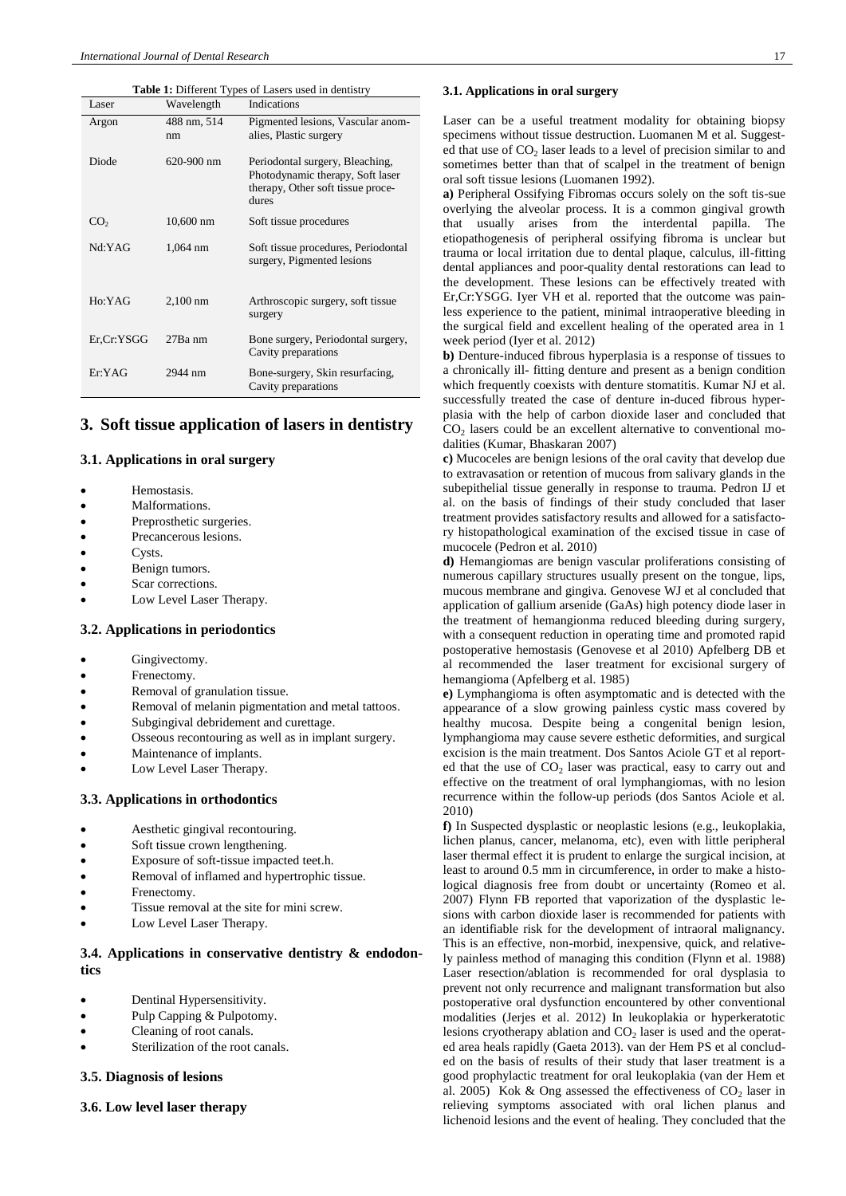**Table 1:** Different Types of Lasers used in dentistry

| Laser | Wavelength | Indications |
|---|---|---|
| Argon | 488 nm, 514 nm | Pigmented lesions, Vascular anomalies, Plastic surgery |
| Diode | 620-900 nm | Periodontal surgery, Bleaching, Photodynamic therapy, Soft laser therapy, Other soft tissue procedures |
| $CO_2$ | 10,600 nm | Soft tissue procedures |
| Nd:YAG | 1,064 nm | Soft tissue procedures, Periodontal surgery, Pigmented lesions |
| Ho:YAG | 2,100 nm | Arthroscopic surgery, soft tissue surgery |
| Er,Cr:YSGG | 27Ba nm | Bone surgery, Periodontal surgery, Cavity preparations |
| Er:YAG | 2944 nm | Bone-surgery, Skin resurfacing, Cavity preparations |

## 3. Soft tissue application of lasers in dentistry

### 3.1. Applications in oral surgery

- Hemostasis.
- Malformations.
- Preprosthetic surgeries.
- Precancerous lesions.
- Cysts.
- Benign tumors.
- Scar corrections.
- Low Level Laser Therapy.

### 3.2. Applications in periodontics

- Gingivectomy.
- Frenectomy.
- Removal of granulation tissue.
- Removal of melanin pigmentation and metal tattoos.
- Subgingival debridement and curettage.
- Osseous recontouring as well as in implant surgery.
- Maintenance of implants.
- Low Level Laser Therapy.

### 3.3. Applications in orthodontics

- Aesthetic gingival recontouring.
- Soft tissue crown lengthening.
- Exposure of soft-tissue impacted teet.h.
- Removal of inflamed and hypertrophic tissue.
- Frenectomy.
- Tissue removal at the site for mini screw.
- Low Level Laser Therapy.

### 3.4. Applications in conservative dentistry & endodontics

- Dentinal Hypersensitivity.
- Pulp Capping & Pulpotomy.
- Cleaning of root canals.
- Sterilization of the root canals.

### 3.5. Diagnosis of lesions

### 3.6. Low level laser therapy

### 3.1. Applications in oral surgery

Laser can be a useful treatment modality for obtaining biopsy specimens without tissue destruction. Luomanen M et al. Suggested that use of $CO_2$ laser leads to a level of precision similar to and sometimes better than that of scalpel in the treatment of benign oral soft tissue lesions (Luomanen 1992).

**a)** Peripheral Ossifying Fibromas occurs solely on the soft tis-sue overlying the alveolar process. It is a common gingival growth that usually arises from the interdental papilla. The etiopathogenesis of peripheral ossifying fibroma is unclear but trauma or local irritation due to dental plaque, calculus, ill-fitting dental appliances and poor-quality dental restorations can lead to the development. These lesions can be effectively treated with Er,Cr:YSGG. Iyer VH et al. reported that the outcome was painless experience to the patient, minimal intraoperative bleeding in the surgical field and excellent healing of the operated area in 1 week period (Iyer et al. 2012)

**b)** Denture-induced fibrous hyperplasia is a response of tissues to a chronically ill- fitting denture and present as a benign condition which frequently coexists with denture stomatitis. Kumar NJ et al. successfully treated the case of denture in-duced fibrous hyperplasia with the help of carbon dioxide laser and concluded that $CO_2$ lasers could be an excellent alternative to conventional modalities (Kumar, Bhaskaran 2007)

**c)** Mucoceles are benign lesions of the oral cavity that develop due to extravasation or retention of mucous from salivary glands in the subepithelial tissue generally in response to trauma. Pedron IJ et al. on the basis of findings of their study concluded that laser treatment provides satisfactory results and allowed for a satisfactory histopathological examination of the excised tissue in case of mucocele (Pedron et al. 2010)

**d)** Hemangiomas are benign vascular proliferations consisting of numerous capillary structures usually present on the tongue, lips, mucous membrane and gingiva. Genovese WJ et al concluded that application of gallium arsenide (GaAs) high potency diode laser in the treatment of hemangionma reduced bleeding during surgery, with a consequent reduction in operating time and promoted rapid postoperative hemostasis (Genovese et al 2010) Apfelberg DB et al recommended the laser treatment for excisional surgery of hemangioma (Apfelberg et al. 1985)

**e)** Lymphangioma is often asymptomatic and is detected with the appearance of a slow growing painless cystic mass covered by healthy mucosa. Despite being a congenital benign lesion, lymphangioma may cause severe esthetic deformities, and surgical excision is the main treatment. Dos Santos Aciole GT et al reported that the use of $CO_2$ laser was practical, easy to carry out and effective on the treatment of oral lymphangiomas, with no lesion recurrence within the follow-up periods (dos Santos Aciole et al. 2010)

**f)** In Suspected dysplastic or neoplastic lesions (e.g., leukoplakia, lichen planus, cancer, melanoma, etc), even with little peripheral laser thermal effect it is prudent to enlarge the surgical incision, at least to around 0.5 mm in circumference, in order to make a histological diagnosis free from doubt or uncertainty (Romeo et al. 2007) Flynn FB reported that vaporization of the dysplastic lesions with carbon dioxide laser is recommended for patients with an identifiable risk for the development of intraoral malignancy. This is an effective, non-morbid, inexpensive, quick, and relatively painless method of managing this condition (Flynn et al. 1988) Laser resection/ablation is recommended for oral dysplasia to prevent not only recurrence and malignant transformation but also postoperative oral dysfunction encountered by other conventional modalities (Jerjes et al. 2012) In leukoplakia or hyperkeratotic lesions cryotherapy ablation and $CO_2$ laser is used and the operated area heals rapidly (Gaeta 2013). van der Hem PS et al concluded on the basis of results of their study that laser treatment is a good prophylactic treatment for oral leukoplakia (van der Hem et al. 2005) Kok & Ong assessed the effectiveness of $CO_2$ laser in relieving symptoms associated with oral lichen planus and lichenoid lesions and the event of healing. They concluded that the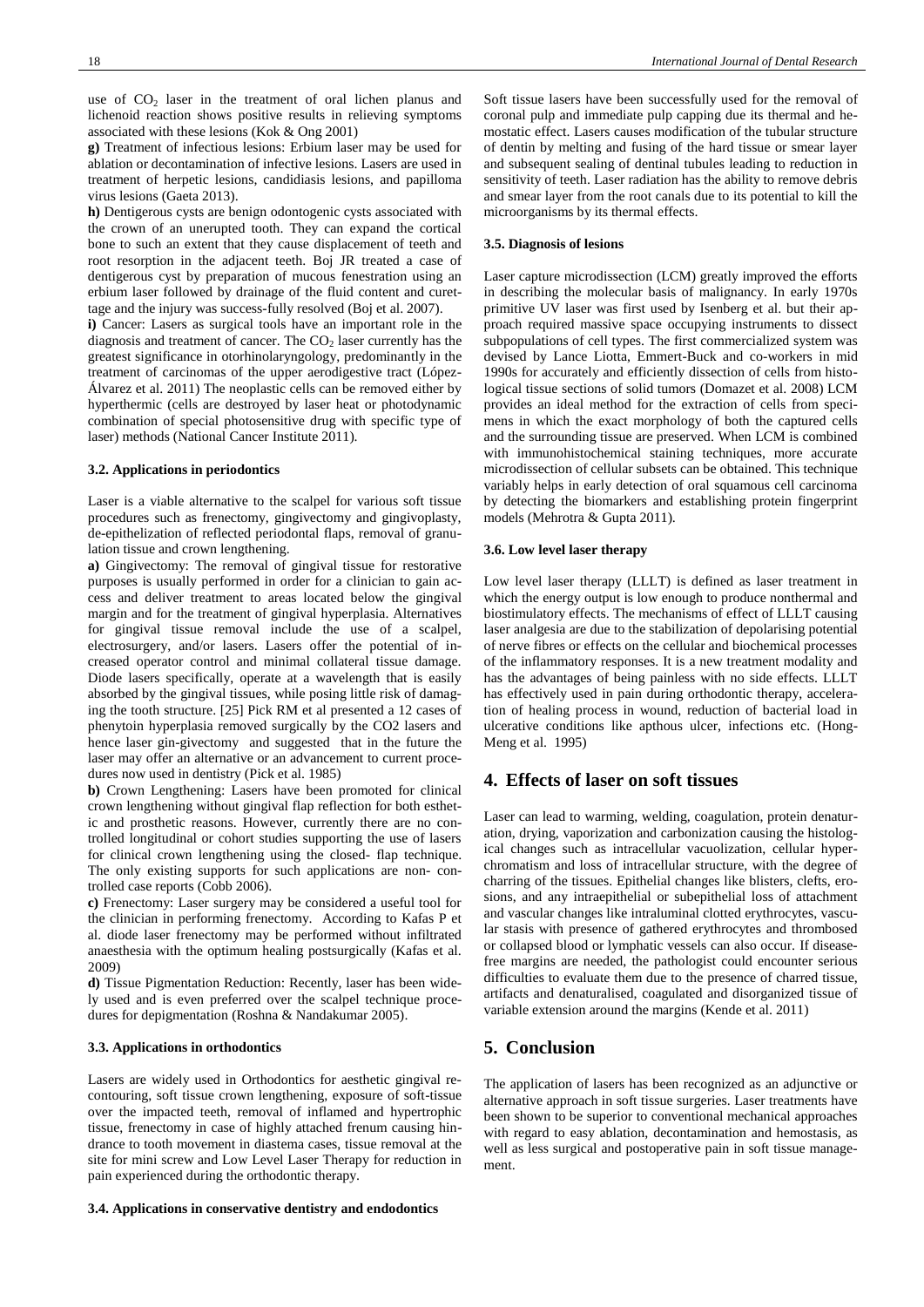use of $CO_2$ laser in the treatment of oral lichen planus and lichenoid reaction shows positive results in relieving symptoms associated with these lesions (Kok & Ong 2001)

**g)** Treatment of infectious lesions: Erbium laser may be used for ablation or decontamination of infective lesions. Lasers are used in treatment of herpetic lesions, candidiasis lesions, and papilloma virus lesions (Gaeta 2013).

**h)** Dentigerous cysts are benign odontogenic cysts associated with the crown of an unerupted tooth. They can expand the cortical bone to such an extent that they cause displacement of teeth and root resorption in the adjacent teeth. Boj JR treated a case of dentigerous cyst by preparation of mucous fenestration using an erbium laser followed by drainage of the fluid content and curettage and the injury was success-fully resolved (Boj et al. 2007).

**i)** Cancer: Lasers as surgical tools have an important role in the diagnosis and treatment of cancer. The $CO_2$ laser currently has the greatest significance in otorhinolaryngology, predominantly in the treatment of carcinomas of the upper aerodigestive tract (López-Álvarez et al. 2011) The neoplastic cells can be removed either by hyperthermic (cells are destroyed by laser heat or photodynamic combination of special photosensitive drug with specific type of laser) methods (National Cancer Institute 2011).

### 3.2. Applications in periodontics

Laser is a viable alternative to the scalpel for various soft tissue procedures such as frenectomy, gingivectomy and gingivoplasty, de-epithelization of reflected periodontal flaps, removal of granulation tissue and crown lengthening.

**a)** Gingivectomy: The removal of gingival tissue for restorative purposes is usually performed in order for a clinician to gain access and deliver treatment to areas located below the gingival margin and for the treatment of gingival hyperplasia. Alternatives for gingival tissue removal include the use of a scalpel, electrosurgery, and/or lasers. Lasers offer the potential of increased operator control and minimal collateral tissue damage. Diode lasers specifically, operate at a wavelength that is easily absorbed by the gingival tissues, while posing little risk of damaging the tooth structure. [25] Pick RM et al presented a 12 cases of phenytoin hyperplasia removed surgically by the CO2 lasers and hence laser gin-givectomy and suggested that in the future the laser may offer an alternative or an advancement to current procedures now used in dentistry (Pick et al. 1985)

**b)** Crown Lengthening: Lasers have been promoted for clinical crown lengthening without gingival flap reflection for both esthetic and prosthetic reasons. However, currently there are no controlled longitudinal or cohort studies supporting the use of lasers for clinical crown lengthening using the closed- flap technique. The only existing supports for such applications are non- controlled case reports (Cobb 2006).

**c)** Frenectomy: Laser surgery may be considered a useful tool for the clinician in performing frenectomy. According to Kafas P et al. diode laser frenectomy may be performed without infiltrated anaesthesia with the optimum healing postsurgically (Kafas et al. 2009)

**d)** Tissue Pigmentation Reduction: Recently, laser has been widely used and is even preferred over the scalpel technique procedures for depigmentation (Roshna & Nandakumar 2005).

### 3.3. Applications in orthodontics

Lasers are widely used in Orthodontics for aesthetic gingival recontouring, soft tissue crown lengthening, exposure of soft-tissue over the impacted teeth, removal of inflamed and hypertrophic tissue, frenectomy in case of highly attached frenum causing hindrance to tooth movement in diastema cases, tissue removal at the site for mini screw and Low Level Laser Therapy for reduction in pain experienced during the orthodontic therapy.

### 3.4. Applications in conservative dentistry and endodontics

Soft tissue lasers have been successfully used for the removal of coronal pulp and immediate pulp capping due its thermal and hemostatic effect. Lasers causes modification of the tubular structure of dentin by melting and fusing of the hard tissue or smear layer and subsequent sealing of dentinal tubules leading to reduction in sensitivity of teeth. Laser radiation has the ability to remove debris and smear layer from the root canals due to its potential to kill the microorganisms by its thermal effects.

### 3.5. Diagnosis of lesions

Laser capture microdissection (LCM) greatly improved the efforts in describing the molecular basis of malignancy. In early 1970s primitive UV laser was first used by Isenberg et al. but their approach required massive space occupying instruments to dissect subpopulations of cell types. The first commercialized system was devised by Lance Liotta, Emmert-Buck and co-workers in mid 1990s for accurately and efficiently dissection of cells from histological tissue sections of solid tumors (Domazet et al. 2008) LCM provides an ideal method for the extraction of cells from specimens in which the exact morphology of both the captured cells and the surrounding tissue are preserved. When LCM is combined with immunohistochemical staining techniques, more accurate microdissection of cellular subsets can be obtained. This technique variably helps in early detection of oral squamous cell carcinoma by detecting the biomarkers and establishing protein fingerprint models (Mehrotra & Gupta 2011).

### 3.6. Low level laser therapy

Low level laser therapy (LLLT) is defined as laser treatment in which the energy output is low enough to produce nonthermal and biostimulatory effects. The mechanisms of effect of LLLT causing laser analgesia are due to the stabilization of depolarising potential of nerve fibres or effects on the cellular and biochemical processes of the inflammatory responses. It is a new treatment modality and has the advantages of being painless with no side effects. LLLT has effectively used in pain during orthodontic therapy, acceleration of healing process in wound, reduction of bacterial load in ulcerative conditions like apthous ulcer, infections etc. (Hong-Meng et al. 1995)

## 4. Effects of laser on soft tissues

Laser can lead to warming, welding, coagulation, protein denaturation, drying, vaporization and carbonization causing the histological changes such as intracellular vacuolization, cellular hyperchromatism and loss of intracellular structure, with the degree of charring of the tissues. Epithelial changes like blisters, clefts, erosions, and any intraepithelial or subepithelial loss of attachment and vascular changes like intraluminal clotted erythrocytes, vascular stasis with presence of gathered erythrocytes and thrombosed or collapsed blood or lymphatic vessels can also occur. If disease-free margins are needed, the pathologist could encounter serious difficulties to evaluate them due to the presence of charred tissue, artifacts and denaturalised, coagulated and disorganized tissue of variable extension around the margins (Kende et al. 2011)

## 5. Conclusion

The application of lasers has been recognized as an adjunctive or alternative approach in soft tissue surgeries. Laser treatments have been shown to be superior to conventional mechanical approaches with regard to easy ablation, decontamination and hemostasis, as well as less surgical and postoperative pain in soft tissue management.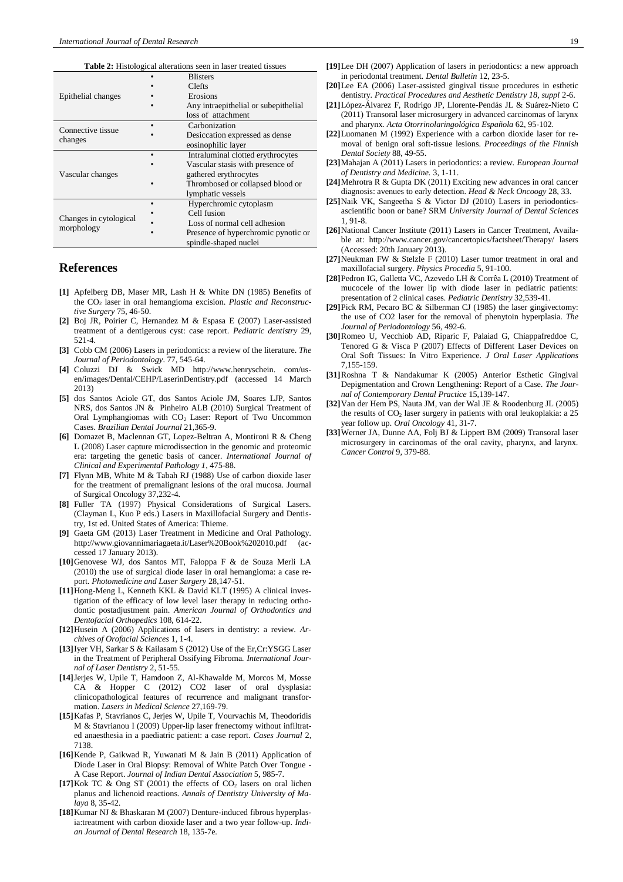**Table 2:** Histological alterations seen in laser treated tissues

| | |
|---|---|
| Epithelial changes | • Blisters<br>• Clefts<br>• Erosions<br>• Any intraepithelial or subepithelial loss of attachment |
| Connective tissue changes | • Carbonization<br>• Desiccation expressed as dense eosinophilic layer |
| Vascular changes | • Intraluminal clotted erythrocytes<br>• Vascular stasis with presence of gathered erythrocytes<br>• Thrombosed or collapsed blood or lymphatic vessels |
| Changes in cytological morphology | • Hyperchromic cytoplasm<br>• Cell fusion<br>• Loss of normal cell adhesion<br>• Presence of hyperchromic pynotic or spindle-shaped nuclei |

## References

**[1]** Apfelberg DB, Maser MR, Lash H & White DN (1985) Benefits of the $CO_2$ laser in oral hemangioma excision. *Plastic and Reconstructive Surgery* 75, 46-50.

**[2]** Boj JR, Poirier C, Hernandez M & Espasa E (2007) Laser-assisted treatment of a dentigerous cyst: case report. *Pediatric dentistry* 29, 521-4.

**[3]** Cobb CM (2006) Lasers in periodontics: a review of the literature. *The Journal of Periodontology*. 77, 545-64.

**[4]** Coluzzi DJ & Swick MD http://www.henryschein. com/us-en/images/Dental/CEHP/LaserinDentistry.pdf (accessed 14 March 2013)

**[5]** dos Santos Aciole GT, dos Santos Aciole JM, Soares LJP, Santos NRS, dos Santos JN & Pinheiro ALB (2010) Surgical Treatment of Oral Lymphangiomas with $CO_2$ Laser: Report of Two Uncommon Cases. *Brazilian Dental Journal* 21,365-9.

**[6]** Domazet B, Maclennan GT, Lopez-Beltran A, Montironi R & Cheng L (2008) Laser capture microdissection in the genomic and proteomic era: targeting the genetic basis of cancer. *International Journal of Clinical and Experimental Pathology 1*, 475-88.

**[7]** Flynn MB, White M & Tabah RJ (1988) Use of carbon dioxide laser for the treatment of premalignant lesions of the oral mucosa. Journal of Surgical Oncology 37,232-4.

**[8]** Fuller TA (1997) Physical Considerations of Surgical Lasers. (Clayman L, Kuo P eds.) Lasers in Maxillofacial Surgery and Dentistry, 1st ed. United States of America: Thieme.

**[9]** Gaeta GM (2013) Laser Treatment in Medicine and Oral Pathology. http://www.giovannimariagaeta.it/Laser%20Book%202010.pdf (accessed 17 January 2013).

**[10]** Genovese WJ, dos Santos MT, Faloppa F & de Souza Merli LA (2010) the use of surgical diode laser in oral hemangioma: a case report. *Photomedicine and Laser Surgery* 28,147-51.

**[11]** Hong-Meng L, Kenneth KKL & David KLT (1995) A clinical investigation of the efficacy of low level laser therapy in reducing orthodontic postadjustment pain. *American Journal of Orthodontics and Dentofacial Orthopedics* 108, 614-22.

**[12]** Husein A (2006) Applications of lasers in dentistry: a review. *Archives of Orofacial Sciences* 1, 1-4.

**[13]** Iyer VH, Sarkar S & Kailasam S (2012) Use of the Er,Cr:YSGG Laser in the Treatment of Peripheral Ossifying Fibroma. *International Journal of Laser Dentistry* 2, 51-55.

**[14]** Jerjes W, Upile T, Hamdoon Z, Al-Khawalde M, Morcos M, Mosse CA & Hopper C (2012) CO2 laser of oral dysplasia: clinicopathological features of recurrence and malignant transformation. *Lasers in Medical Science* 27,169-79.

**[15]** Kafas P, Stavrianos C, Jerjes W, Upile T, Vourvachis M, Theodoridis M & Stavrianou I (2009) Upper-lip laser frenectomy without infiltrated anaesthesia in a paediatric patient: a case report. *Cases Journal* 2, 7138.

**[16]** Kende P, Gaikwad R, Yuwanati M & Jain B (2011) Application of Diode Laser in Oral Biopsy: Removal of White Patch Over Tongue - A Case Report. *Journal of Indian Dental Association* 5, 985-7.

**[17]** Kok TC & Ong ST (2001) the effects of $CO_2$ lasers on oral lichen planus and lichenoid reactions. *Annals of Dentistry University of Malaya* 8, 35-42.

**[18]** Kumar NJ & Bhaskaran M (2007) Denture-induced fibrous hyperplasia:treatment with carbon dioxide laser and a two year follow-up. *Indian Journal of Dental Research* 18, 135-7e.

**[19]** Lee DH (2007) Application of lasers in periodontics: a new approach in periodontal treatment. *Dental Bulletin* 12, 23-5.

**[20]** Lee EA (2006) Laser-assisted gingival tissue procedures in esthetic dentistry. *Practical Procedures and Aesthetic Dentistry 18, suppl* 2-6.

**[21]** López-Álvarez F, Rodrigo JP, Llorente-Pendás JL & Suárez-Nieto C (2011) Transoral laser microsurgery in advanced carcinomas of larynx and pharynx. *Acta Otorrinolaringológica Española* 62, 95-102.

**[22]** Luomanen M (1992) Experience with a carbon dioxide laser for removal of benign oral soft-tissue lesions. *Proceedings of the Finnish Dental Society* 88, 49-55.

**[23]** Mahajan A (2011) Lasers in periodontics: a review. *European Journal of Dentistry and Medicine.* 3, 1-11.

**[24]** Mehrotra R & Gupta DK (2011) Exciting new advances in oral cancer diagnosis: avenues to early detection. *Head & Neck Oncoogy* 28, 33.

**[25]** Naik VK, Sangeetha S & Victor DJ (2010) Lasers in periodontics-ascientific boon or bane? SRM *University Journal of Dental Sciences* 1, 91-8.

**[26]** National Cancer Institute (2011) Lasers in Cancer Treatment, Available at: http://www.cancer.gov/cancertopics/factsheet/Therapy/ lasers (Accessed: 20th January 2013).

**[27]** Neukman FW & Stelzle F (2010) Laser tumor treatment in oral and maxillofacial surgery. *Physics Procedia* 5, 91-100.

**[28]** Pedron IG, Galletta VC, Azevedo LH & Corrêa L (2010) Treatment of mucocele of the lower lip with diode laser in pediatric patients: presentation of 2 clinical cases. *Pediatric Dentistry* 32,539-41.

**[29]** Pick RM, Pecaro BC & Silberman CJ (1985) the laser gingivectomy: the use of CO2 laser for the removal of phenytoin hyperplasia. *The Journal of Periodontology* 56, 492-6.

**[30]** Romeo U, Vecchiob AD, Riparic F, Palaiad G, Chiappafreddoe C, Tenored G & Visca P (2007) Effects of Different Laser Devices on Oral Soft Tissues: In Vitro Experience. *J Oral Laser Applications* 7,155-159.

**[31]** Roshna T & Nandakumar K (2005) Anterior Esthetic Gingival Depigmentation and Crown Lengthening: Report of a Case. *The Journal of Contemporary Dental Practice* 15,139-147.

**[32]** Van der Hem PS, Nauta JM, van der Wal JE & Roodenburg JL (2005) the results of $CO_2$ laser surgery in patients with oral leukoplakia: a 25 year follow up. *Oral Oncology* 41, 31-7.

**[33]** Werner JA, Dunne AA, Folj BJ & Lippert BM (2009) Transoral laser microsurgery in carcinomas of the oral cavity, pharynx, and larynx. *Cancer Control* 9, 379-88.